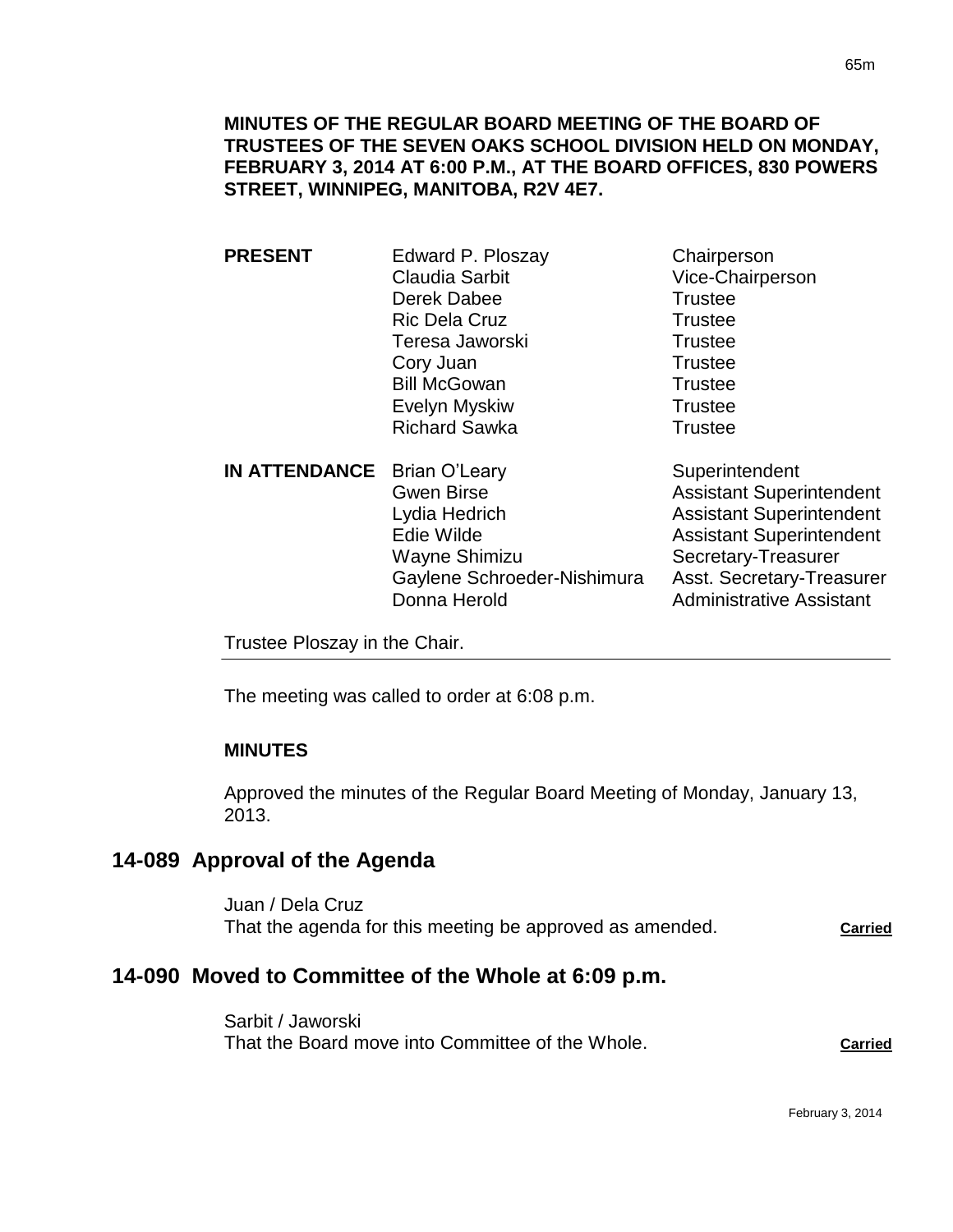**MINUTES OF THE REGULAR BOARD MEETING OF THE BOARD OF TRUSTEES OF THE SEVEN OAKS SCHOOL DIVISION HELD ON MONDAY, FEBRUARY 3, 2014 AT 6:00 P.M., AT THE BOARD OFFICES, 830 POWERS STREET, WINNIPEG, MANITOBA, R2V 4E7.**

| | | |
|---|---|---|
| **PRESENT** | Edward P. Ploszay | Chairperson |
| | Claudia Sarbit | Vice-Chairperson |
| | Derek Dabee | Trustee |
| | Ric Dela Cruz | Trustee |
| | Teresa Jaworski | Trustee |
| | Cory Juan | Trustee |
| | Bill McGowan | Trustee |
| | Evelyn Myskiw | Trustee |
| | Richard Sawka | Trustee |
| **IN ATTENDANCE** | Brian O'Leary | Superintendent |
| | Gwen Birse | Assistant Superintendent |
| | Lydia Hedrich | Assistant Superintendent |
| | Edie Wilde | Assistant Superintendent |
| | Wayne Shimizu | Secretary-Treasurer |
| | Gaylene Schroeder-Nishimura | Asst. Secretary-Treasurer |
| | Donna Herold | Administrative Assistant |

Trustee Ploszay in the Chair.

The meeting was called to order at 6:08 p.m.

**MINUTES**

Approved the minutes of the Regular Board Meeting of Monday, January 13, 2013.

## 14-089 Approval of the Agenda

Juan / Dela Cruz
That the agenda for this meeting be approved as amended. **Carried**

## 14-090 Moved to Committee of the Whole at 6:09 p.m.

Sarbit / Jaworski
That the Board move into Committee of the Whole. **Carried**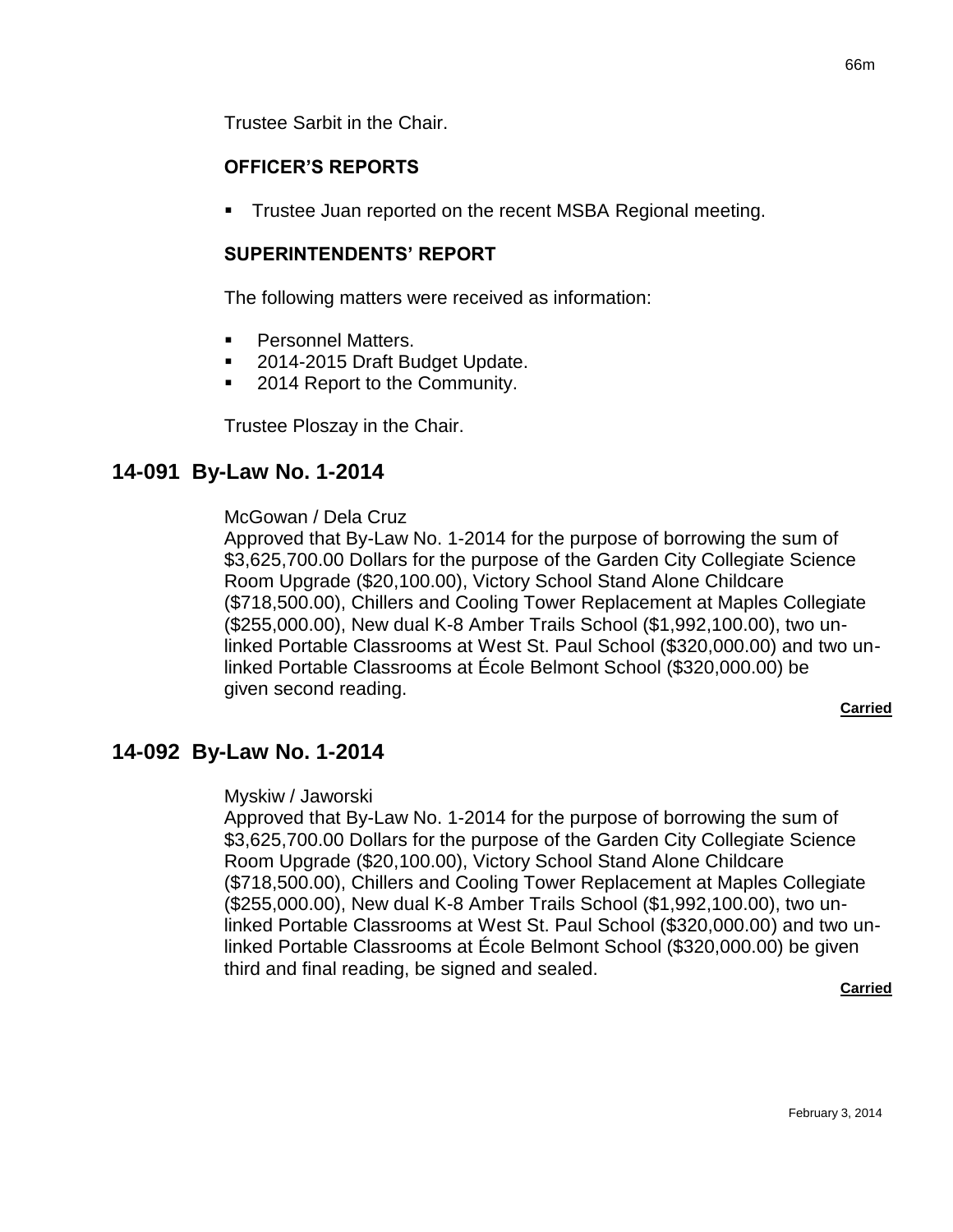Trustee Sarbit in the Chair.

### OFFICER'S REPORTS

- Trustee Juan reported on the recent MSBA Regional meeting.

### SUPERINTENDENTS' REPORT

The following matters were received as information:

- Personnel Matters.
- 2014-2015 Draft Budget Update.
- 2014 Report to the Community.

Trustee Ploszay in the Chair.

## 14-091 By-Law No. 1-2014

McGowan / Dela Cruz
Approved that By-Law No. 1-2014 for the purpose of borrowing the sum of $3,625,700.00 Dollars for the purpose of the Garden City Collegiate Science Room Upgrade ($20,100.00), Victory School Stand Alone Childcare ($718,500.00), Chillers and Cooling Tower Replacement at Maples Collegiate ($255,000.00), New dual K-8 Amber Trails School ($1,992,100.00), two un-linked Portable Classrooms at West St. Paul School ($320,000.00) and two un-linked Portable Classrooms at École Belmont School ($320,000.00) be given second reading.

**Carried**

## 14-092 By-Law No. 1-2014

Myskiw / Jaworski
Approved that By-Law No. 1-2014 for the purpose of borrowing the sum of $3,625,700.00 Dollars for the purpose of the Garden City Collegiate Science Room Upgrade ($20,100.00), Victory School Stand Alone Childcare ($718,500.00), Chillers and Cooling Tower Replacement at Maples Collegiate ($255,000.00), New dual K-8 Amber Trails School ($1,992,100.00), two un-linked Portable Classrooms at West St. Paul School ($320,000.00) and two un-linked Portable Classrooms at École Belmont School ($320,000.00) be given third and final reading, be signed and sealed.

**Carried**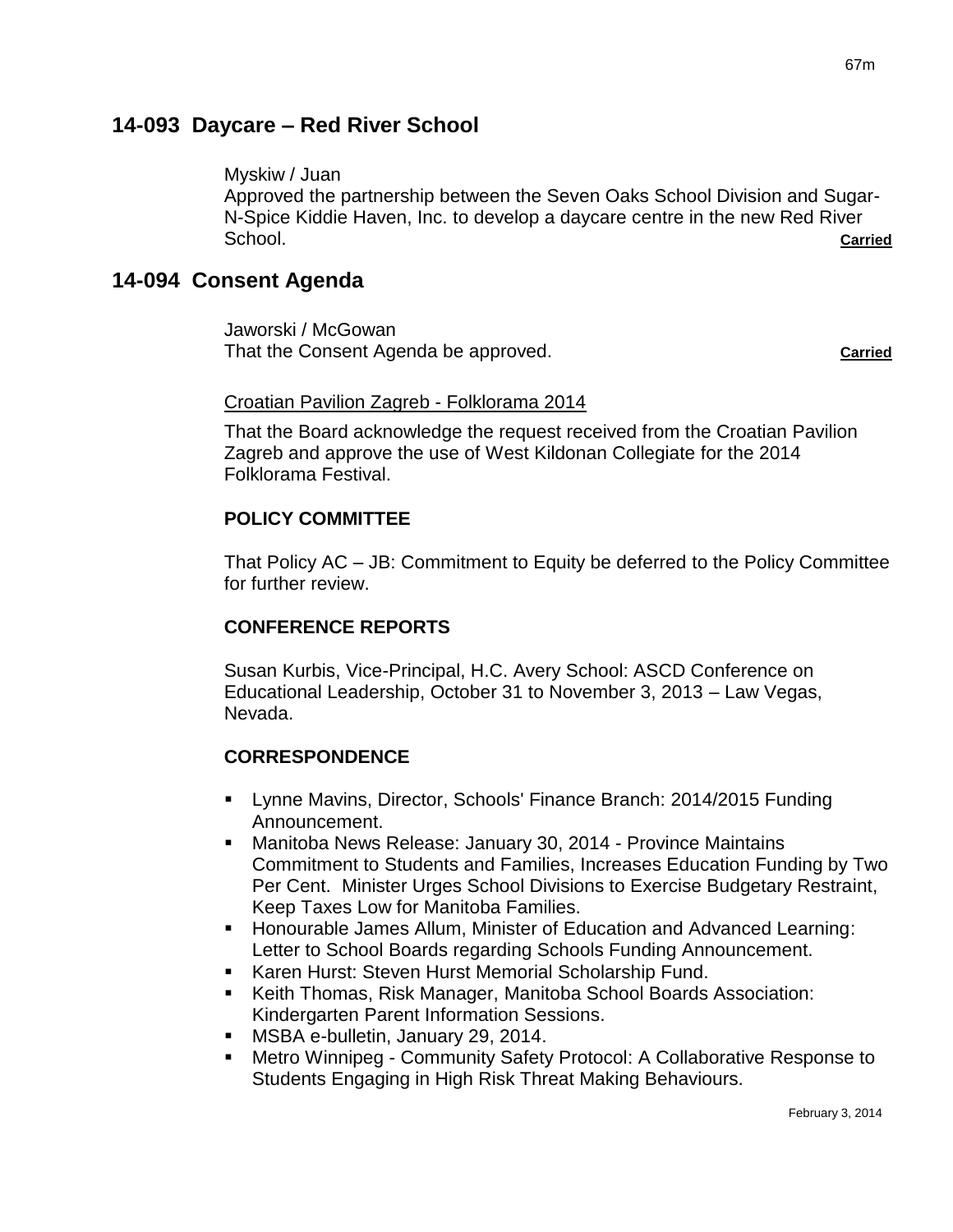## 14-093 Daycare – Red River School

Myskiw / Juan
Approved the partnership between the Seven Oaks School Division and Sugar-N-Spice Kiddie Haven, Inc. to develop a daycare centre in the new Red River School. **Carried**

## 14-094 Consent Agenda

Jaworski / McGowan
That the Consent Agenda be approved. **Carried**

Croatian Pavilion Zagreb - Folklorama 2014

That the Board acknowledge the request received from the Croatian Pavilion Zagreb and approve the use of West Kildonan Collegiate for the 2014 Folklorama Festival.

**POLICY COMMITTEE**

That Policy AC – JB: Commitment to Equity be deferred to the Policy Committee for further review.

**CONFERENCE REPORTS**

Susan Kurbis, Vice-Principal, H.C. Avery School: ASCD Conference on Educational Leadership, October 31 to November 3, 2013 – Law Vegas, Nevada.

**CORRESPONDENCE**

- Lynne Mavins, Director, Schools' Finance Branch: 2014/2015 Funding Announcement.
- Manitoba News Release: January 30, 2014 - Province Maintains Commitment to Students and Families, Increases Education Funding by Two Per Cent. Minister Urges School Divisions to Exercise Budgetary Restraint, Keep Taxes Low for Manitoba Families.
- Honourable James Allum, Minister of Education and Advanced Learning: Letter to School Boards regarding Schools Funding Announcement.
- Karen Hurst: Steven Hurst Memorial Scholarship Fund.
- Keith Thomas, Risk Manager, Manitoba School Boards Association: Kindergarten Parent Information Sessions.
- MSBA e-bulletin, January 29, 2014.
- Metro Winnipeg - Community Safety Protocol: A Collaborative Response to Students Engaging in High Risk Threat Making Behaviours.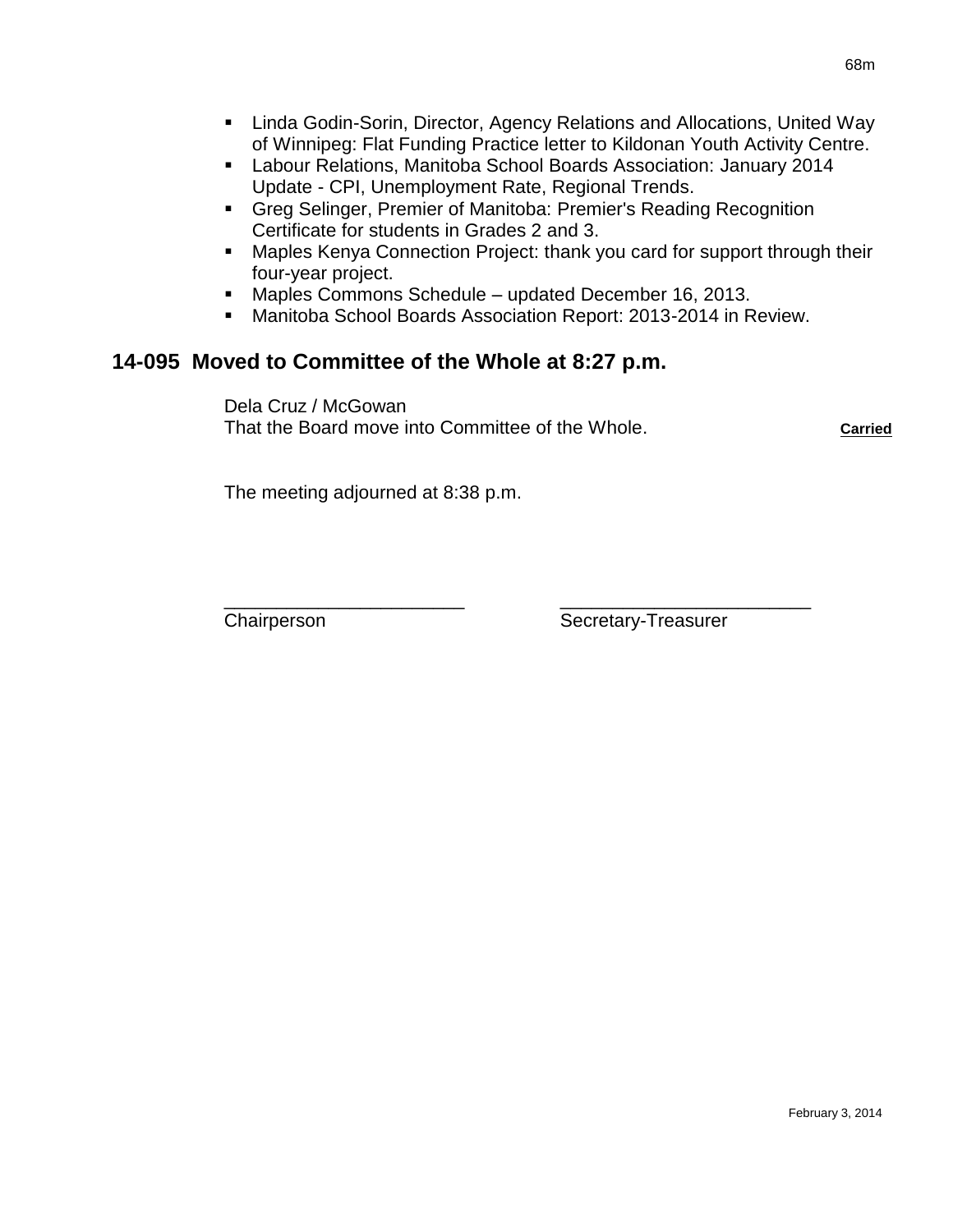- Linda Godin-Sorin, Director, Agency Relations and Allocations, United Way of Winnipeg: Flat Funding Practice letter to Kildonan Youth Activity Centre.
- Labour Relations, Manitoba School Boards Association: January 2014 Update - CPI, Unemployment Rate, Regional Trends.
- Greg Selinger, Premier of Manitoba: Premier's Reading Recognition Certificate for students in Grades 2 and 3.
- Maples Kenya Connection Project: thank you card for support through their four-year project.
- Maples Commons Schedule – updated December 16, 2013.
- Manitoba School Boards Association Report: 2013-2014 in Review.

## 14-095 Moved to Committee of the Whole at 8:27 p.m.

Dela Cruz / McGowan
That the Board move into Committee of the Whole. **Carried**

The meeting adjourned at 8:38 p.m.

________________________ ________________________
Chairperson Secretary-Treasurer